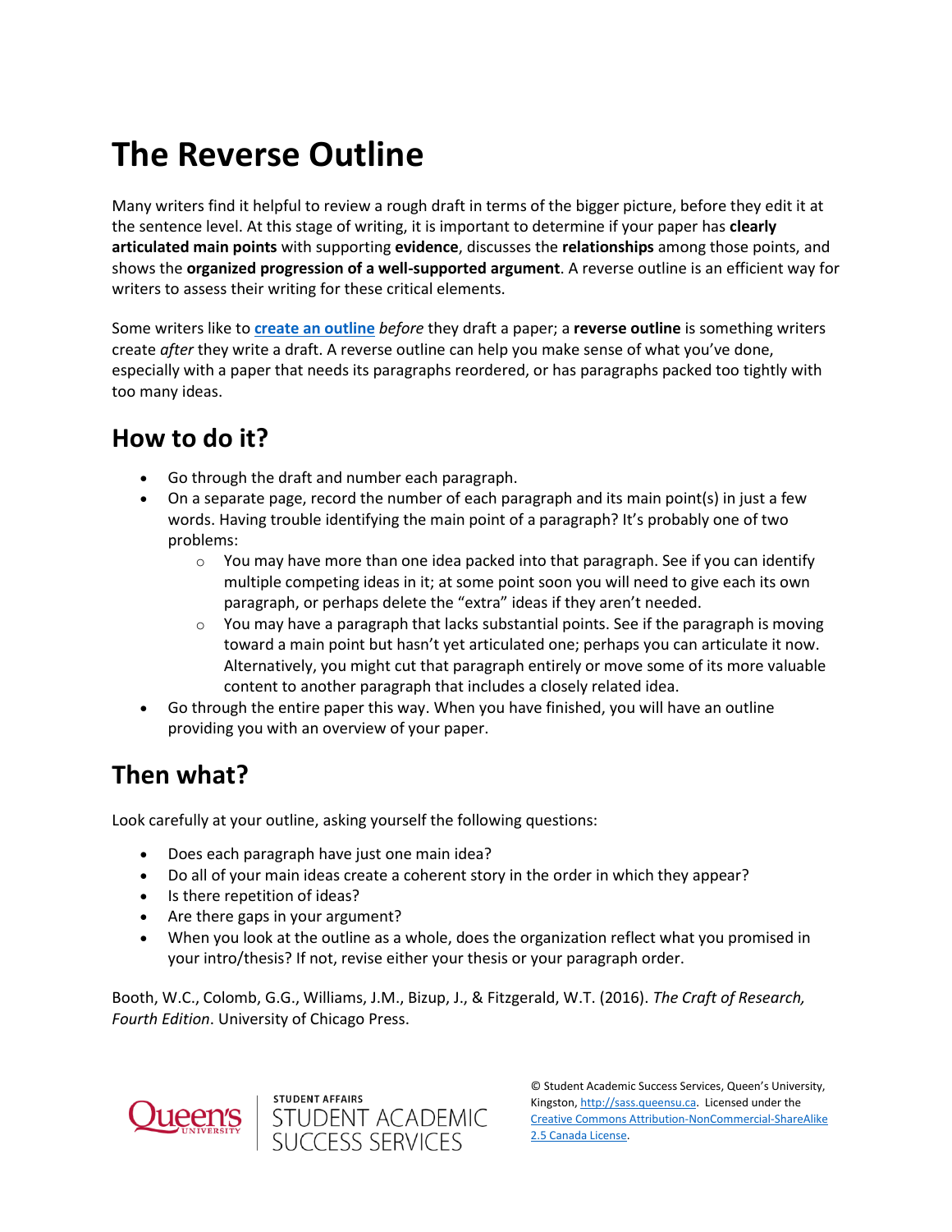# The Reverse Outline

Many writers find it helpful to review a rough draft in terms of the bigger picture, before they edit it at the sentence level. At this stage of writing, it is important to determine if your paper has **clearly articulated main points** with supporting **evidence**, discusses the **relationships** among those points, and shows the **organized progression of a well-supported argument**. A reverse outline is an efficient way for writers to assess their writing for these critical elements.

Some writers like to **create an outline** *before* they draft a paper; a **reverse outline** is something writers create *after* they write a draft. A reverse outline can help you make sense of what you've done, especially with a paper that needs its paragraphs reordered, or has paragraphs packed too tightly with too many ideas.

## How to do it?

- Go through the draft and number each paragraph.
- On a separate page, record the number of each paragraph and its main point(s) in just a few words. Having trouble identifying the main point of a paragraph? It's probably one of two problems:
  - You may have more than one idea packed into that paragraph. See if you can identify multiple competing ideas in it; at some point soon you will need to give each its own paragraph, or perhaps delete the "extra" ideas if they aren't needed.
  - You may have a paragraph that lacks substantial points. See if the paragraph is moving toward a main point but hasn't yet articulated one; perhaps you can articulate it now. Alternatively, you might cut that paragraph entirely or move some of its more valuable content to another paragraph that includes a closely related idea.
- Go through the entire paper this way. When you have finished, you will have an outline providing you with an overview of your paper.

## Then what?

Look carefully at your outline, asking yourself the following questions:

- Does each paragraph have just one main idea?
- Do all of your main ideas create a coherent story in the order in which they appear?
- Is there repetition of ideas?
- Are there gaps in your argument?
- When you look at the outline as a whole, does the organization reflect what you promised in your intro/thesis? If not, revise either your thesis or your paragraph order.

Booth, W.C., Colomb, G.G., Williams, J.M., Bizup, J., & Fitzgerald, W.T. (2016). *The Craft of Research, Fourth Edition*. University of Chicago Press.

Queen's University | STUDENT AFFAIRS STUDENT ACADEMIC SUCCESS SERVICES

© Student Academic Success Services, Queen's University, Kingston, http://sass.queensu.ca. Licensed under the Creative Commons Attribution-NonCommercial-ShareAlike 2.5 Canada License.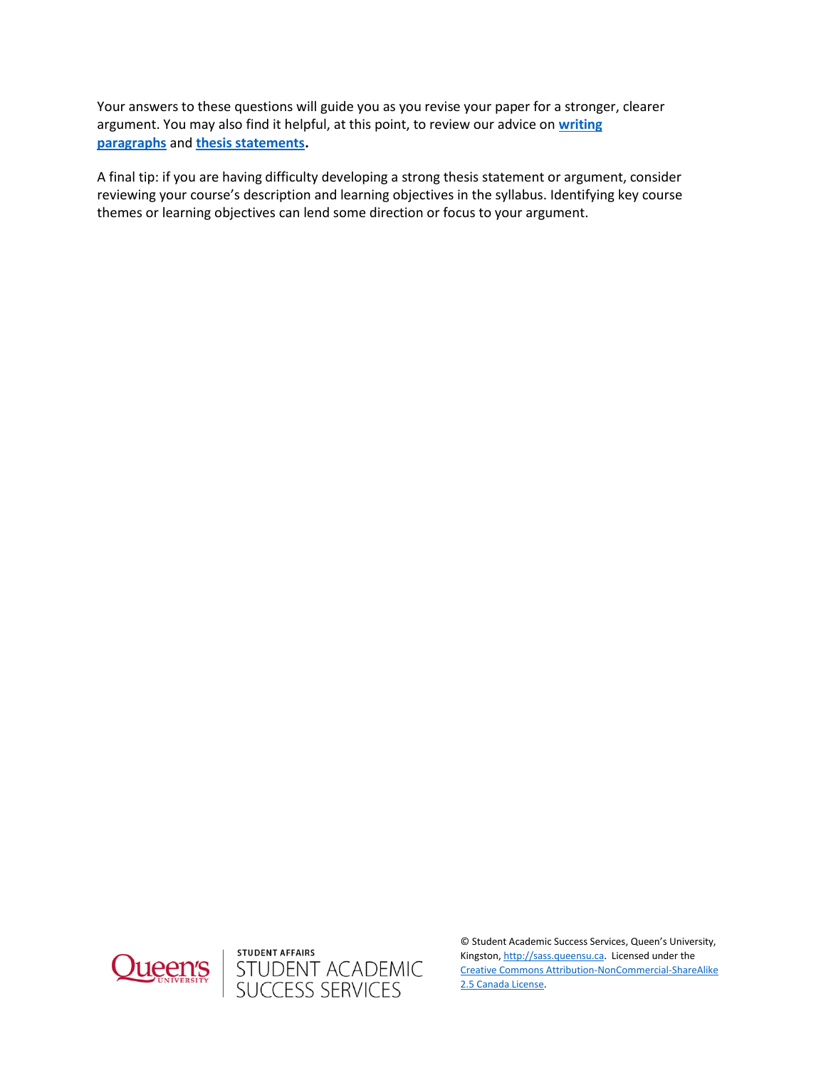Your answers to these questions will guide you as you revise your paper for a stronger, clearer argument. You may also find it helpful, at this point, to review our advice on **writing paragraphs** and **thesis statements.**

A final tip: if you are having difficulty developing a strong thesis statement or argument, consider reviewing your course's description and learning objectives in the syllabus. Identifying key course themes or learning objectives can lend some direction or focus to your argument.

Queen's UNIVERSITY | STUDENT AFFAIRS STUDENT ACADEMIC SUCCESS SERVICES

© Student Academic Success Services, Queen's University, Kingston, http://sass.queensu.ca. Licensed under the Creative Commons Attribution-NonCommercial-ShareAlike 2.5 Canada License.